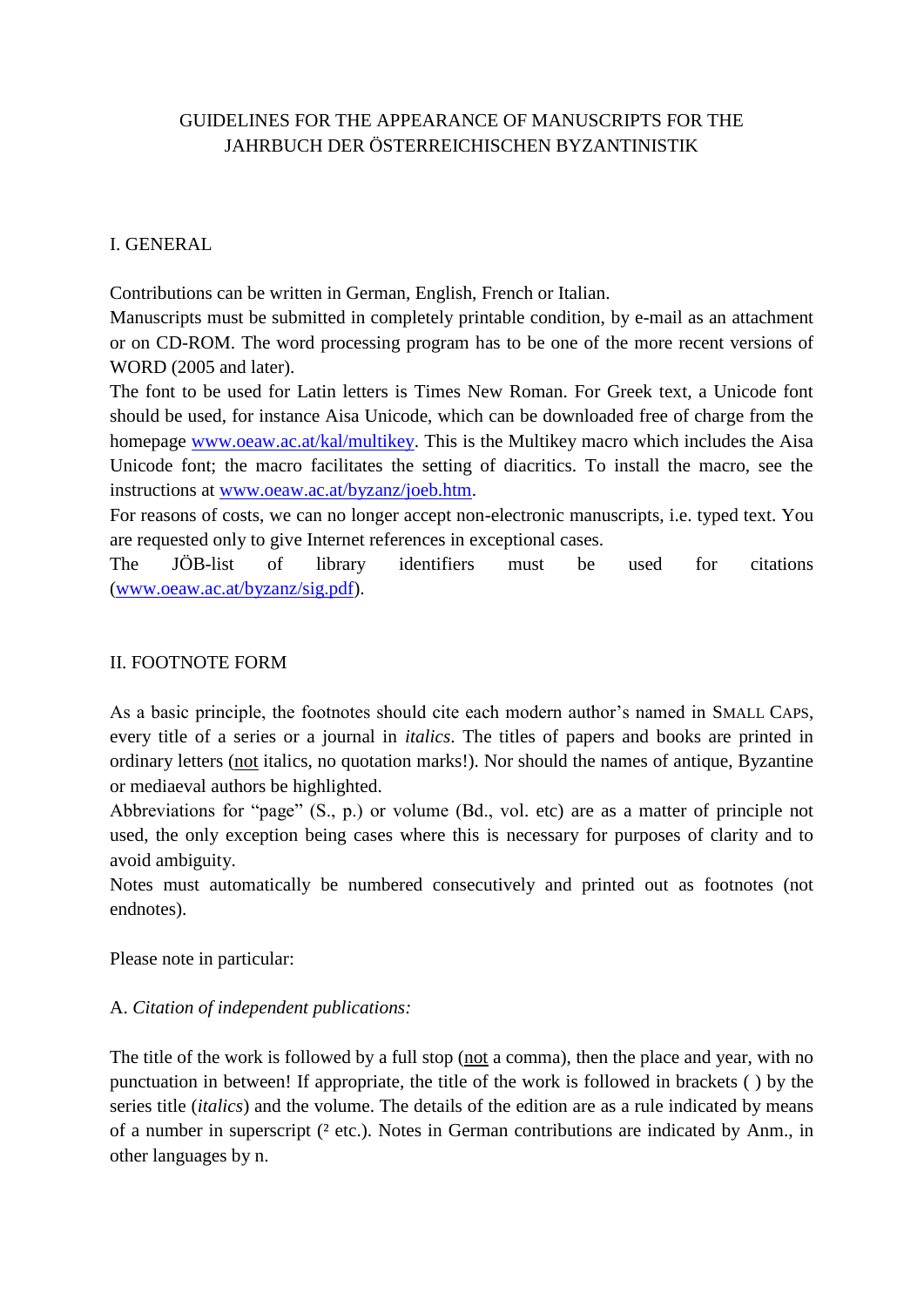# GUIDELINES FOR THE APPEARANCE OF MANUSCRIPTS FOR THE JAHRBUCH DER ÖSTERREICHISCHEN BYZANTINISTIK

## I. GENERAL

Contributions can be written in German, English, French or Italian.
Manuscripts must be submitted in completely printable condition, by e-mail as an attachment or on CD-ROM. The word processing program has to be one of the more recent versions of WORD (2005 and later).
The font to be used for Latin letters is Times New Roman. For Greek text, a Unicode font should be used, for instance Aisa Unicode, which can be downloaded free of charge from the homepage [www.oeaw.ac.at/kal/multikey](www.oeaw.ac.at/kal/multikey). This is the Multikey macro which includes the Aisa Unicode font; the macro facilitates the setting of diacritics. To install the macro, see the instructions at [www.oeaw.ac.at/byzanz/joeb.htm](www.oeaw.ac.at/byzanz/joeb.htm).
For reasons of costs, we can no longer accept non-electronic manuscripts, i.e. typed text. You are requested only to give Internet references in exceptional cases.
The JÖB-list of library identifiers must be used for citations ([www.oeaw.ac.at/byzanz/sig.pdf](www.oeaw.ac.at/byzanz/sig.pdf)).

## II. FOOTNOTE FORM

As a basic principle, the footnotes should cite each modern author's named in SMALL CAPS, every title of a series or a journal in *italics*. The titles of papers and books are printed in ordinary letters (<u>not</u> italics, no quotation marks!). Nor should the names of antique, Byzantine or mediaeval authors be highlighted.
Abbreviations for "page" (S., p.) or volume (Bd., vol. etc) are as a matter of principle not used, the only exception being cases where this is necessary for purposes of clarity and to avoid ambiguity.
Notes must automatically be numbered consecutively and printed out as footnotes (not endnotes).

Please note in particular:

A. *Citation of independent publications:*

The title of the work is followed by a full stop (<u>not</u> a comma), then the place and year, with no punctuation in between! If appropriate, the title of the work is followed in brackets ( ) by the series title (*italics*) and the volume. The details of the edition are as a rule indicated by means of a number in superscript (² etc.). Notes in German contributions are indicated by Anm., in other languages by n.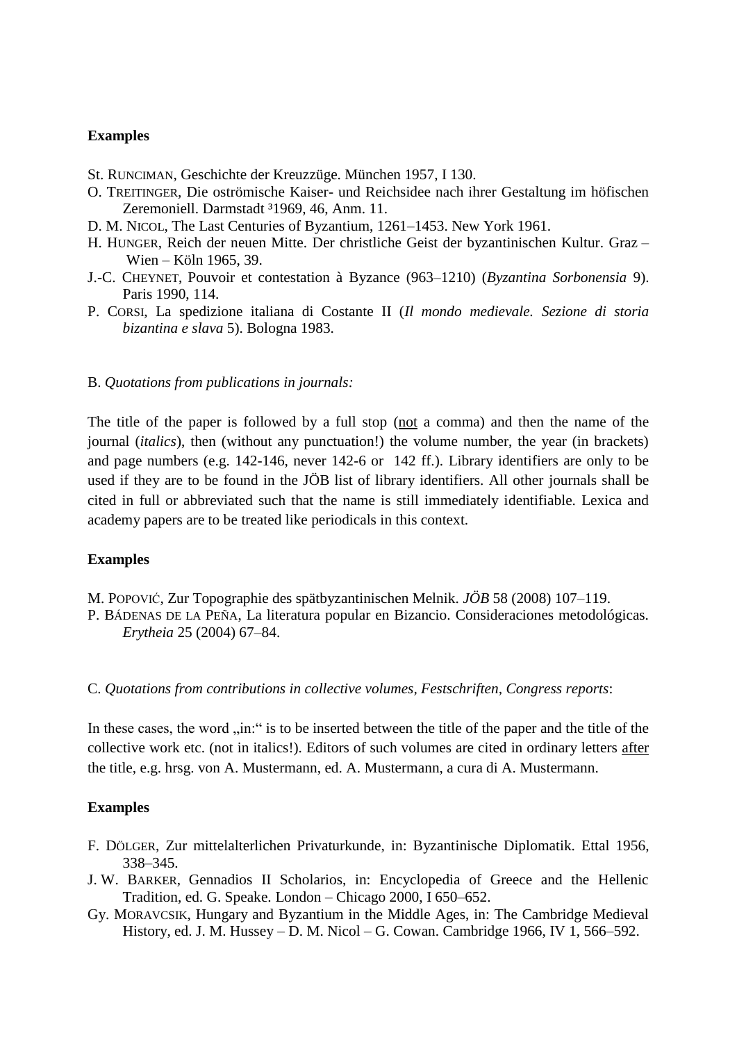**Examples**

St. RUNCIMAN, Geschichte der Kreuzzüge. München 1957, I 130.

O. TREITINGER, Die oströmische Kaiser- und Reichsidee nach ihrer Gestaltung im höfischen Zeremoniell. Darmstadt ³1969, 46, Anm. 11.

D. M. NICOL, The Last Centuries of Byzantium, 1261–1453. New York 1961.

H. HUNGER, Reich der neuen Mitte. Der christliche Geist der byzantinischen Kultur. Graz – Wien – Köln 1965, 39.

J.-C. CHEYNET, Pouvoir et contestation à Byzance (963–1210) (*Byzantina Sorbonensia* 9). Paris 1990, 114.

P. CORSI, La spedizione italiana di Costante II (*Il mondo medievale. Sezione di storia bizantina e slava* 5). Bologna 1983.

B. *Quotations from publications in journals:*

The title of the paper is followed by a full stop (<u>not</u> a comma) and then the name of the journal (*italics*), then (without any punctuation!) the volume number, the year (in brackets) and page numbers (e.g. 142-146, never 142-6 or 142 ff.). Library identifiers are only to be used if they are to be found in the JÖB list of library identifiers. All other journals shall be cited in full or abbreviated such that the name is still immediately identifiable. Lexica and academy papers are to be treated like periodicals in this context.

**Examples**

M. POPOVIĆ, Zur Topographie des spätbyzantinischen Melnik. *JÖB* 58 (2008) 107–119.

P. BÁDENAS DE LA PEÑA, La literatura popular en Bizancio. Consideraciones metodológicas. *Erytheia* 25 (2004) 67–84.

C. *Quotations from contributions in collective volumes, Festschriften, Congress reports*:

In these cases, the word „in:" is to be inserted between the title of the paper and the title of the collective work etc. (not in italics!). Editors of such volumes are cited in ordinary letters <u>after</u> the title, e.g. hrsg. von A. Mustermann, ed. A. Mustermann, a cura di A. Mustermann.

**Examples**

F. DÖLGER, Zur mittelalterlichen Privaturkunde, in: Byzantinische Diplomatik. Ettal 1956, 338–345.

J. W. BARKER, Gennadios II Scholarios, in: Encyclopedia of Greece and the Hellenic Tradition, ed. G. Speake. London – Chicago 2000, I 650–652.

Gy. MORAVCSIK, Hungary and Byzantium in the Middle Ages, in: The Cambridge Medieval History, ed. J. M. Hussey – D. M. Nicol – G. Cowan. Cambridge 1966, IV 1, 566–592.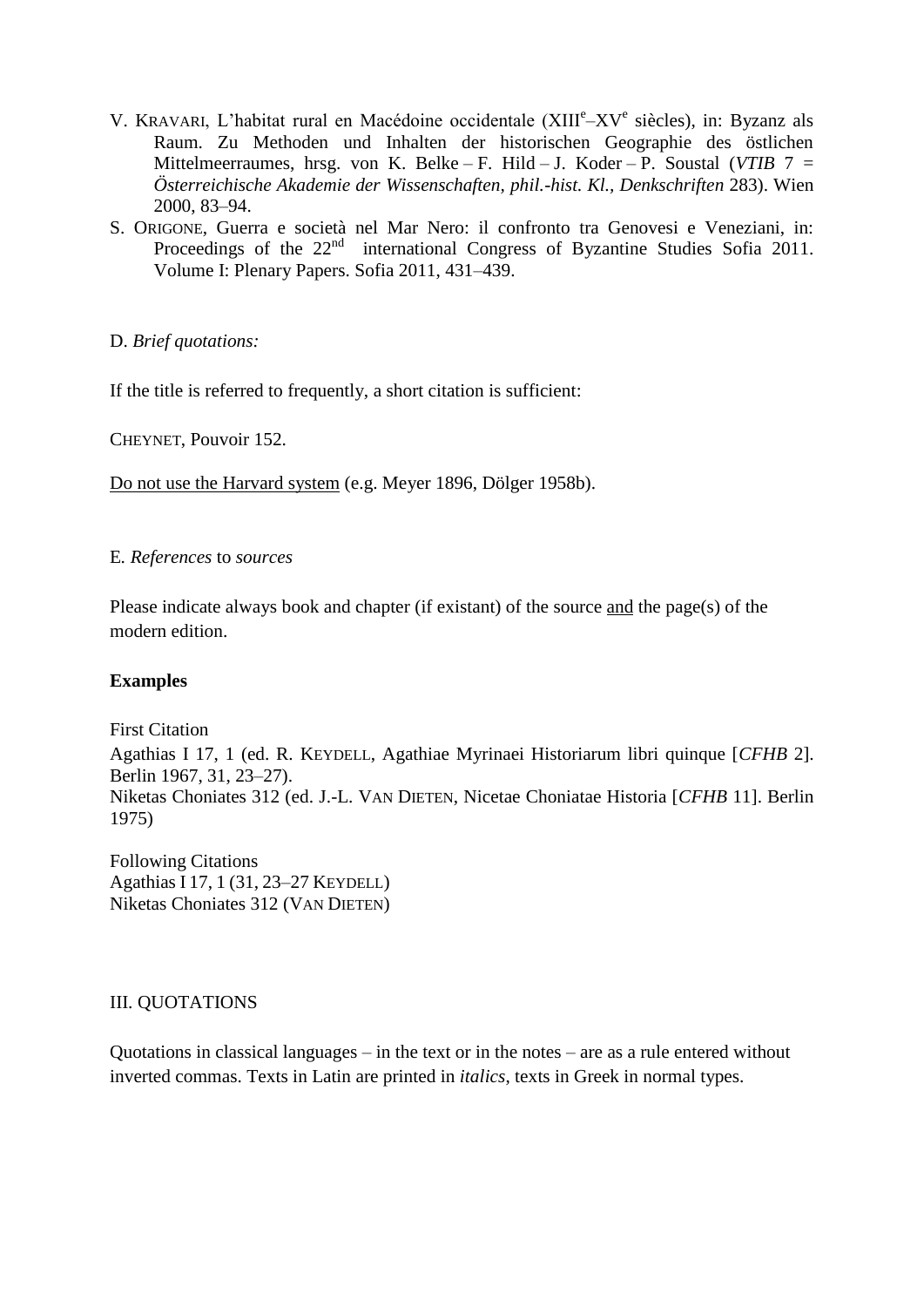V. KRAVARI, L’habitat rural en Macédoine occidentale (XIII[e]–XV[e] siècles), in: Byzanz als Raum. Zu Methoden und Inhalten der historischen Geographie des östlichen Mittelmeerraumes, hrsg. von K. Belke – F. Hild – J. Koder – P. Soustal (*VTIB* 7 = *Österreichische Akademie der Wissenschaften, phil.-hist. Kl., Denkschriften* 283). Wien 2000, 83–94.

S. ORIGONE, Guerra e società nel Mar Nero: il confronto tra Genovesi e Veneziani, in: Proceedings of the 22[nd] international Congress of Byzantine Studies Sofia 2011. Volume I: Plenary Papers. Sofia 2011, 431–439.

D. *Brief quotations:*

If the title is referred to frequently, a short citation is sufficient:

CHEYNET, Pouvoir 152.

<u>Do not use the Harvard system</u> (e.g. Meyer 1896, Dölger 1958b).

E. *References* to *sources*

Please indicate always book and chapter (if existant) of the source <u>and</u> the page(s) of the modern edition.

**Examples**

First Citation
Agathias I 17, 1 (ed. R. KEYDELL, Agathiae Myrinaei Historiarum libri quinque [*CFHB* 2]. Berlin 1967, 31, 23–27).
Niketas Choniates 312 (ed. J.-L. VAN DIETEN, Nicetae Choniatae Historia [*CFHB* 11]. Berlin 1975)

Following Citations
Agathias I 17, 1 (31, 23–27 KEYDELL)
Niketas Choniates 312 (VAN DIETEN)

III. QUOTATIONS

Quotations in classical languages – in the text or in the notes – are as a rule entered without inverted commas. Texts in Latin are printed in *italics*, texts in Greek in normal types.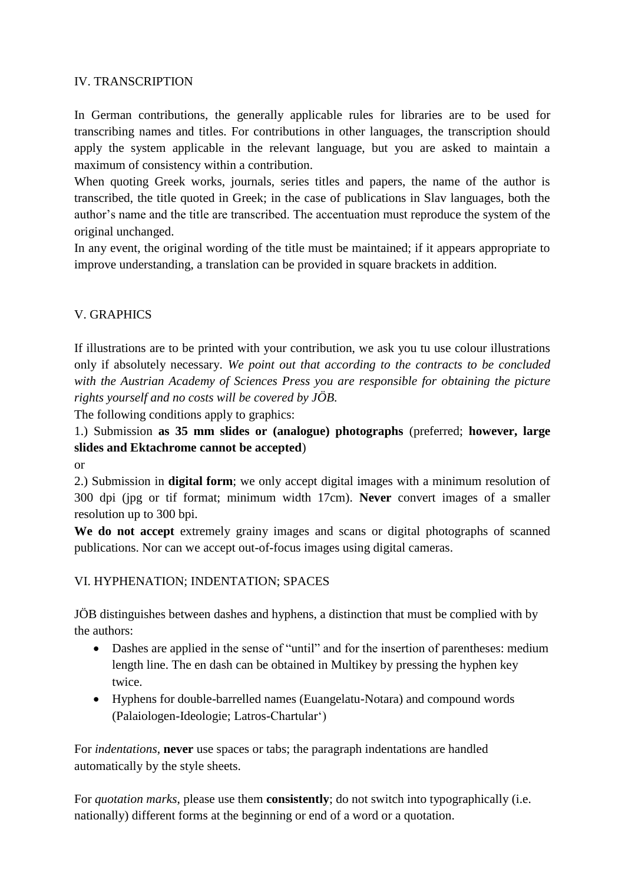## IV. TRANSCRIPTION

In German contributions, the generally applicable rules for libraries are to be used for transcribing names and titles. For contributions in other languages, the transcription should apply the system applicable in the relevant language, but you are asked to maintain a maximum of consistency within a contribution.

When quoting Greek works, journals, series titles and papers, the name of the author is transcribed, the title quoted in Greek; in the case of publications in Slav languages, both the author's name and the title are transcribed. The accentuation must reproduce the system of the original unchanged.

In any event, the original wording of the title must be maintained; if it appears appropriate to improve understanding, a translation can be provided in square brackets in addition.

## V. GRAPHICS

If illustrations are to be printed with your contribution, we ask you tu use colour illustrations only if absolutely necessary. *We point out that according to the contracts to be concluded with the Austrian Academy of Sciences Press you are responsible for obtaining the picture rights yourself and no costs will be covered by JÖB.*

The following conditions apply to graphics:

1.) Submission **as 35 mm slides or (analogue) photographs** (preferred; **however, large slides and Ektachrome cannot be accepted**)

or

2.) Submission in **digital form**; we only accept digital images with a minimum resolution of 300 dpi (jpg or tif format; minimum width 17cm). **Never** convert images of a smaller resolution up to 300 bpi.

**We do not accept** extremely grainy images and scans or digital photographs of scanned publications. Nor can we accept out-of-focus images using digital cameras.

## VI. HYPHENATION; INDENTATION; SPACES

JÖB distinguishes between dashes and hyphens, a distinction that must be complied with by the authors:

- Dashes are applied in the sense of "until" and for the insertion of parentheses: medium length line. The en dash can be obtained in Multikey by pressing the hyphen key twice.
- Hyphens for double-barrelled names (Euangelatu-Notara) and compound words (Palaiologen-Ideologie; Latros-Chartular')

For *indentations*, **never** use spaces or tabs; the paragraph indentations are handled automatically by the style sheets.

For *quotation marks*, please use them **consistently**; do not switch into typographically (i.e. nationally) different forms at the beginning or end of a word or a quotation.